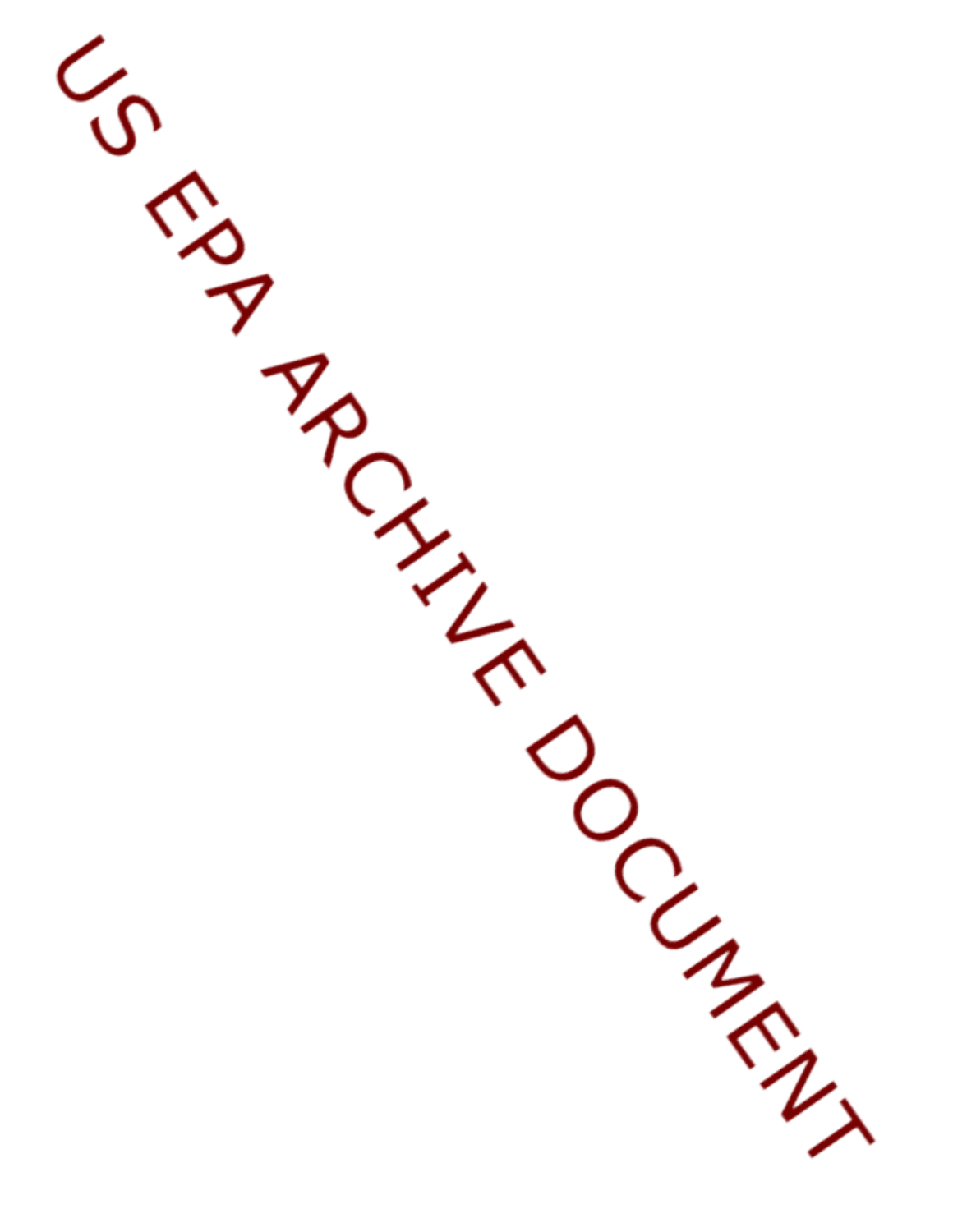US EPA ARCHIVE DOCUMENT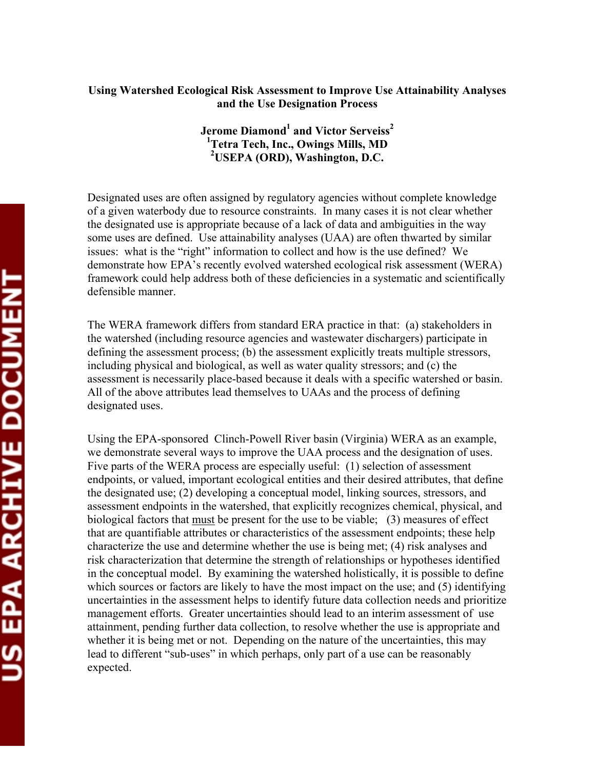**Using Watershed Ecological Risk Assessment to Improve Use Attainability Analyses and the Use Designation Process**

**Jerome Diamond[1] and Victor Serveiss[2]**
**[1]Tetra Tech, Inc., Owings Mills, MD**
**[2]USEPA (ORD), Washington, D.C.**

Designated uses are often assigned by regulatory agencies without complete knowledge of a given waterbody due to resource constraints. In many cases it is not clear whether the designated use is appropriate because of a lack of data and ambiguities in the way some uses are defined. Use attainability analyses (UAA) are often thwarted by similar issues: what is the "right" information to collect and how is the use defined? We demonstrate how EPA's recently evolved watershed ecological risk assessment (WERA) framework could help address both of these deficiencies in a systematic and scientifically defensible manner.

The WERA framework differs from standard ERA practice in that: (a) stakeholders in the watershed (including resource agencies and wastewater dischargers) participate in defining the assessment process; (b) the assessment explicitly treats multiple stressors, including physical and biological, as well as water quality stressors; and (c) the assessment is necessarily place-based because it deals with a specific watershed or basin. All of the above attributes lead themselves to UAAs and the process of defining designated uses.

Using the EPA-sponsored Clinch-Powell River basin (Virginia) WERA as an example, we demonstrate several ways to improve the UAA process and the designation of uses. Five parts of the WERA process are especially useful: (1) selection of assessment endpoints, or valued, important ecological entities and their desired attributes, that define the designated use; (2) developing a conceptual model, linking sources, stressors, and assessment endpoints in the watershed, that explicitly recognizes chemical, physical, and biological factors that <u>must</u> be present for the use to be viable; (3) measures of effect that are quantifiable attributes or characteristics of the assessment endpoints; these help characterize the use and determine whether the use is being met; (4) risk analyses and risk characterization that determine the strength of relationships or hypotheses identified in the conceptual model. By examining the watershed holistically, it is possible to define which sources or factors are likely to have the most impact on the use; and (5) identifying uncertainties in the assessment helps to identify future data collection needs and prioritize management efforts. Greater uncertainties should lead to an interim assessment of use attainment, pending further data collection, to resolve whether the use is appropriate and whether it is being met or not. Depending on the nature of the uncertainties, this may lead to different "sub-uses" in which perhaps, only part of a use can be reasonably expected.